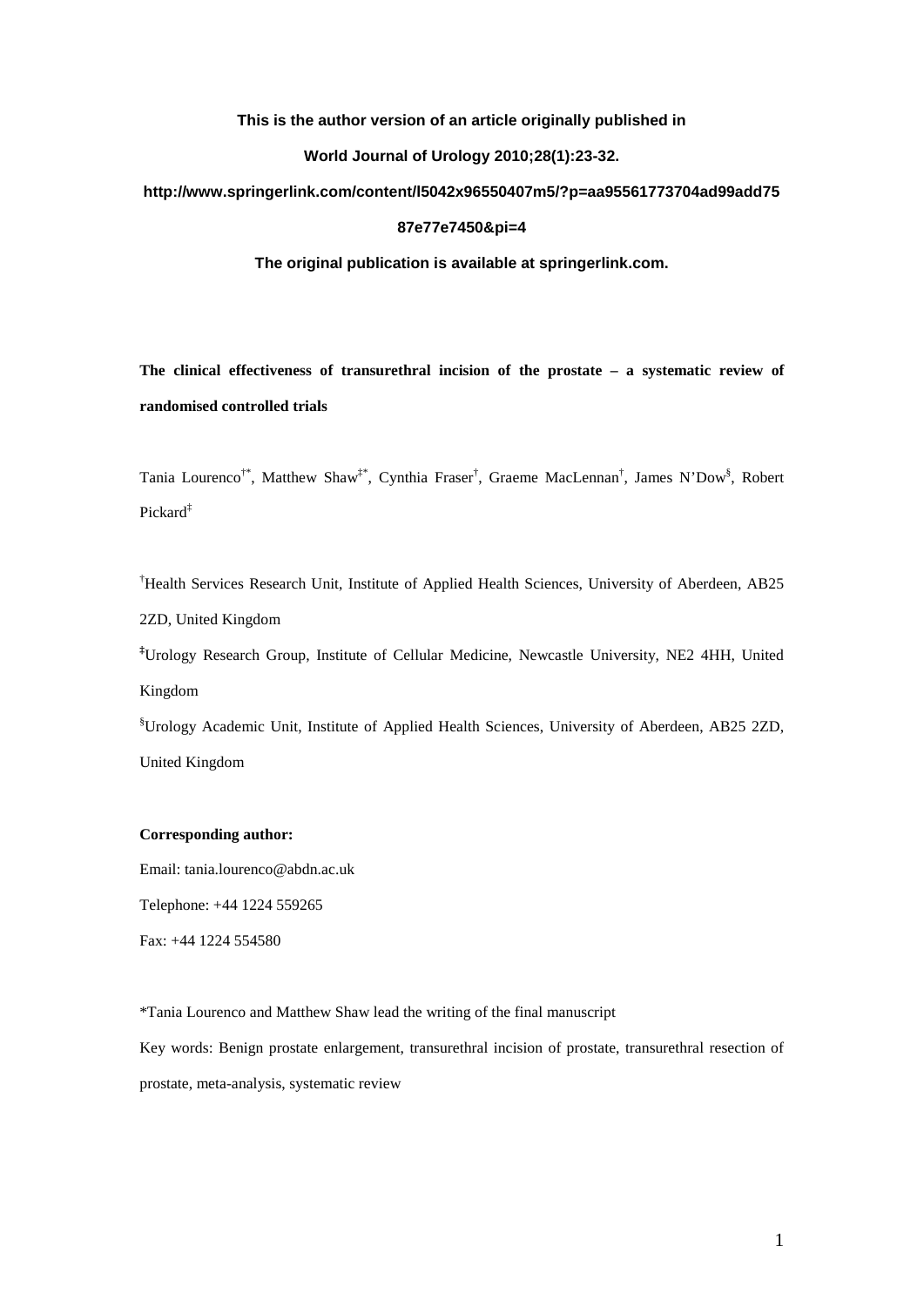**This is the author version of an article originally published in**

**World Journal of Urology 2010;28(1):23-32.**

**http://www.springerlink.com/content/l5042x96550407m5/?p=aa95561773704ad99add7587e77e7450&pi=4**

**The original publication is available at springerlink.com.**

# The clinical effectiveness of transurethral incision of the prostate – a systematic review of randomised controlled trials

Tania Lourenco[†*], Matthew Shaw[‡*], Cynthia Fraser[†], Graeme MacLennan[†], James N'Dow[§], Robert Pickard[‡]

[†]Health Services Research Unit, Institute of Applied Health Sciences, University of Aberdeen, AB25 2ZD, United Kingdom

[‡]Urology Research Group, Institute of Cellular Medicine, Newcastle University, NE2 4HH, United Kingdom

[§]Urology Academic Unit, Institute of Applied Health Sciences, University of Aberdeen, AB25 2ZD, United Kingdom

**Corresponding author:**

Email: tania.lourenco@abdn.ac.uk

Telephone: +44 1224 559265

Fax: +44 1224 554580

*Tania Lourenco and Matthew Shaw lead the writing of the final manuscript

Key words: Benign prostate enlargement, transurethral incision of prostate, transurethral resection of prostate, meta-analysis, systematic review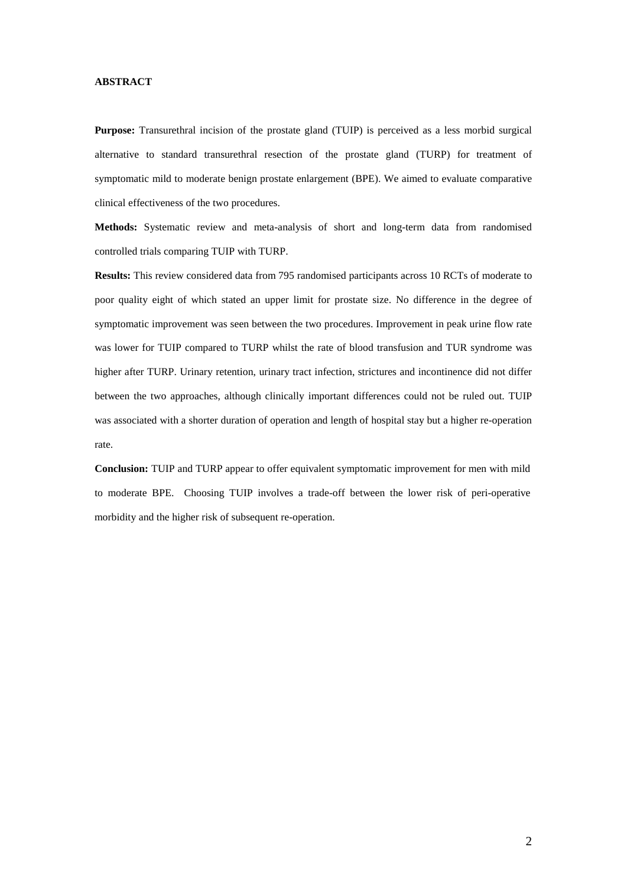## ABSTRACT

**Purpose:** Transurethral incision of the prostate gland (TUIP) is perceived as a less morbid surgical alternative to standard transurethral resection of the prostate gland (TURP) for treatment of symptomatic mild to moderate benign prostate enlargement (BPE). We aimed to evaluate comparative clinical effectiveness of the two procedures.

**Methods:** Systematic review and meta-analysis of short and long-term data from randomised controlled trials comparing TUIP with TURP.

**Results:** This review considered data from 795 randomised participants across 10 RCTs of moderate to poor quality eight of which stated an upper limit for prostate size. No difference in the degree of symptomatic improvement was seen between the two procedures. Improvement in peak urine flow rate was lower for TUIP compared to TURP whilst the rate of blood transfusion and TUR syndrome was higher after TURP. Urinary retention, urinary tract infection, strictures and incontinence did not differ between the two approaches, although clinically important differences could not be ruled out. TUIP was associated with a shorter duration of operation and length of hospital stay but a higher re-operation rate.

**Conclusion:** TUIP and TURP appear to offer equivalent symptomatic improvement for men with mild to moderate BPE. Choosing TUIP involves a trade-off between the lower risk of peri-operative morbidity and the higher risk of subsequent re-operation.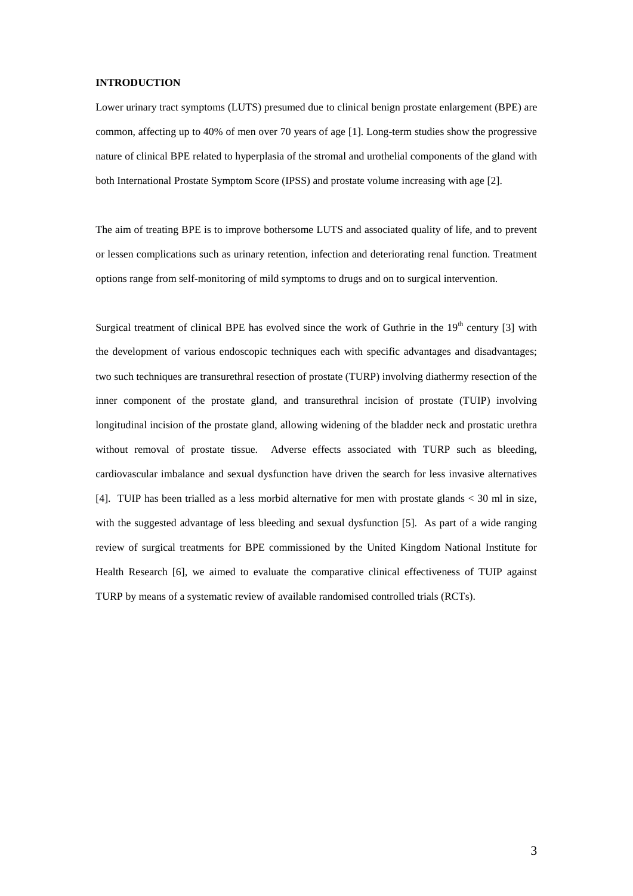## INTRODUCTION

Lower urinary tract symptoms (LUTS) presumed due to clinical benign prostate enlargement (BPE) are common, affecting up to 40% of men over 70 years of age [1]. Long-term studies show the progressive nature of clinical BPE related to hyperplasia of the stromal and urothelial components of the gland with both International Prostate Symptom Score (IPSS) and prostate volume increasing with age [2].

The aim of treating BPE is to improve bothersome LUTS and associated quality of life, and to prevent or lessen complications such as urinary retention, infection and deteriorating renal function. Treatment options range from self-monitoring of mild symptoms to drugs and on to surgical intervention.

Surgical treatment of clinical BPE has evolved since the work of Guthrie in the 19th century [3] with the development of various endoscopic techniques each with specific advantages and disadvantages; two such techniques are transurethral resection of prostate (TURP) involving diathermy resection of the inner component of the prostate gland, and transurethral incision of prostate (TUIP) involving longitudinal incision of the prostate gland, allowing widening of the bladder neck and prostatic urethra without removal of prostate tissue. Adverse effects associated with TURP such as bleeding, cardiovascular imbalance and sexual dysfunction have driven the search for less invasive alternatives [4]. TUIP has been trialled as a less morbid alternative for men with prostate glands < 30 ml in size, with the suggested advantage of less bleeding and sexual dysfunction [5]. As part of a wide ranging review of surgical treatments for BPE commissioned by the United Kingdom National Institute for Health Research [6], we aimed to evaluate the comparative clinical effectiveness of TUIP against TURP by means of a systematic review of available randomised controlled trials (RCTs).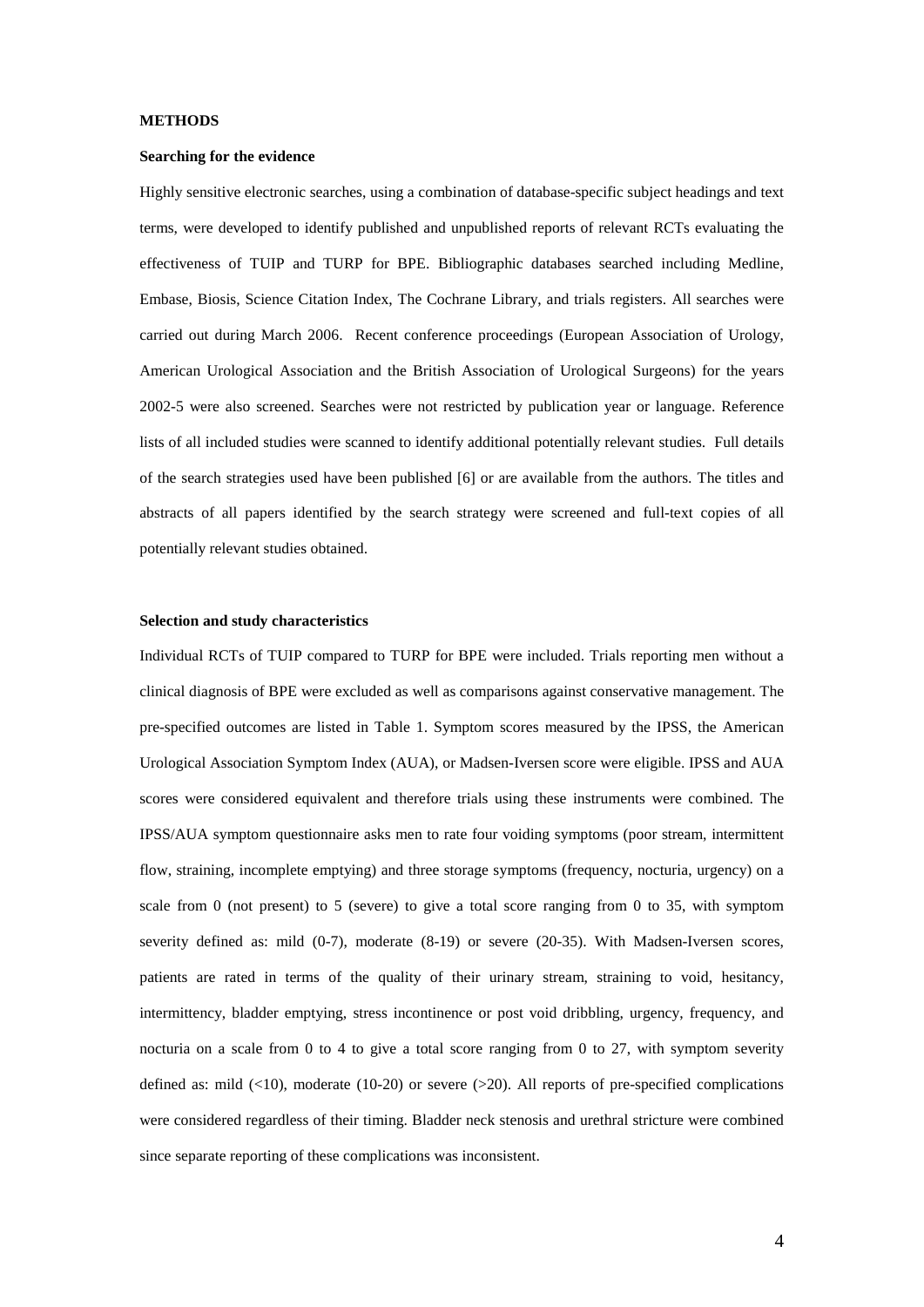## METHODS

### Searching for the evidence

Highly sensitive electronic searches, using a combination of database-specific subject headings and text terms, were developed to identify published and unpublished reports of relevant RCTs evaluating the effectiveness of TUIP and TURP for BPE. Bibliographic databases searched including Medline, Embase, Biosis, Science Citation Index, The Cochrane Library, and trials registers. All searches were carried out during March 2006. Recent conference proceedings (European Association of Urology, American Urological Association and the British Association of Urological Surgeons) for the years 2002-5 were also screened. Searches were not restricted by publication year or language. Reference lists of all included studies were scanned to identify additional potentially relevant studies. Full details of the search strategies used have been published [6] or are available from the authors. The titles and abstracts of all papers identified by the search strategy were screened and full-text copies of all potentially relevant studies obtained.

### Selection and study characteristics

Individual RCTs of TUIP compared to TURP for BPE were included. Trials reporting men without a clinical diagnosis of BPE were excluded as well as comparisons against conservative management. The pre-specified outcomes are listed in Table 1. Symptom scores measured by the IPSS, the American Urological Association Symptom Index (AUA), or Madsen-Iversen score were eligible. IPSS and AUA scores were considered equivalent and therefore trials using these instruments were combined. The IPSS/AUA symptom questionnaire asks men to rate four voiding symptoms (poor stream, intermittent flow, straining, incomplete emptying) and three storage symptoms (frequency, nocturia, urgency) on a scale from 0 (not present) to 5 (severe) to give a total score ranging from 0 to 35, with symptom severity defined as: mild (0-7), moderate (8-19) or severe (20-35). With Madsen-Iversen scores, patients are rated in terms of the quality of their urinary stream, straining to void, hesitancy, intermittency, bladder emptying, stress incontinence or post void dribbling, urgency, frequency, and nocturia on a scale from 0 to 4 to give a total score ranging from 0 to 27, with symptom severity defined as: mild (<10), moderate (10-20) or severe (>20). All reports of pre-specified complications were considered regardless of their timing. Bladder neck stenosis and urethral stricture were combined since separate reporting of these complications was inconsistent.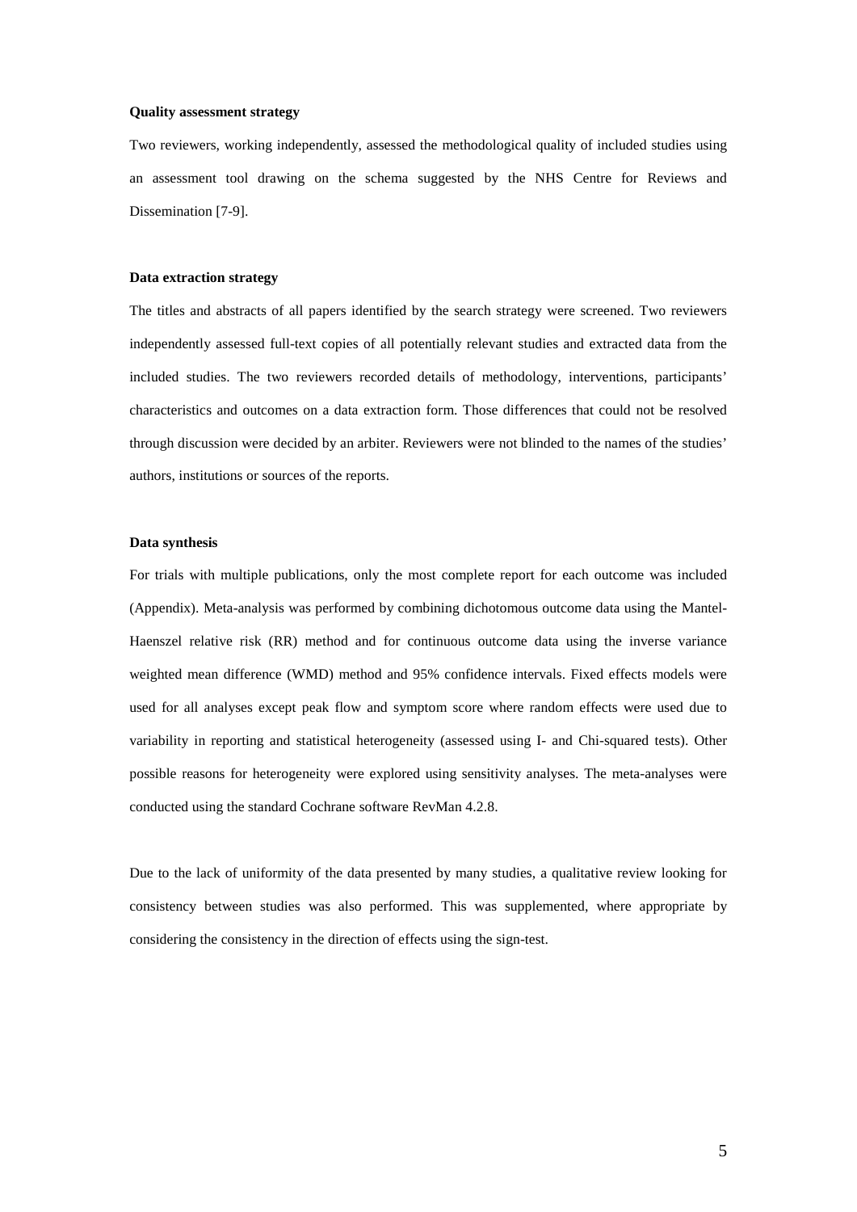### Quality assessment strategy

Two reviewers, working independently, assessed the methodological quality of included studies using an assessment tool drawing on the schema suggested by the NHS Centre for Reviews and Dissemination [7-9].

### Data extraction strategy

The titles and abstracts of all papers identified by the search strategy were screened. Two reviewers independently assessed full-text copies of all potentially relevant studies and extracted data from the included studies. The two reviewers recorded details of methodology, interventions, participants' characteristics and outcomes on a data extraction form. Those differences that could not be resolved through discussion were decided by an arbiter. Reviewers were not blinded to the names of the studies' authors, institutions or sources of the reports.

### Data synthesis

For trials with multiple publications, only the most complete report for each outcome was included (Appendix). Meta-analysis was performed by combining dichotomous outcome data using the Mantel-Haenszel relative risk (RR) method and for continuous outcome data using the inverse variance weighted mean difference (WMD) method and 95% confidence intervals. Fixed effects models were used for all analyses except peak flow and symptom score where random effects were used due to variability in reporting and statistical heterogeneity (assessed using I- and Chi-squared tests). Other possible reasons for heterogeneity were explored using sensitivity analyses. The meta-analyses were conducted using the standard Cochrane software RevMan 4.2.8.

Due to the lack of uniformity of the data presented by many studies, a qualitative review looking for consistency between studies was also performed. This was supplemented, where appropriate by considering the consistency in the direction of effects using the sign-test.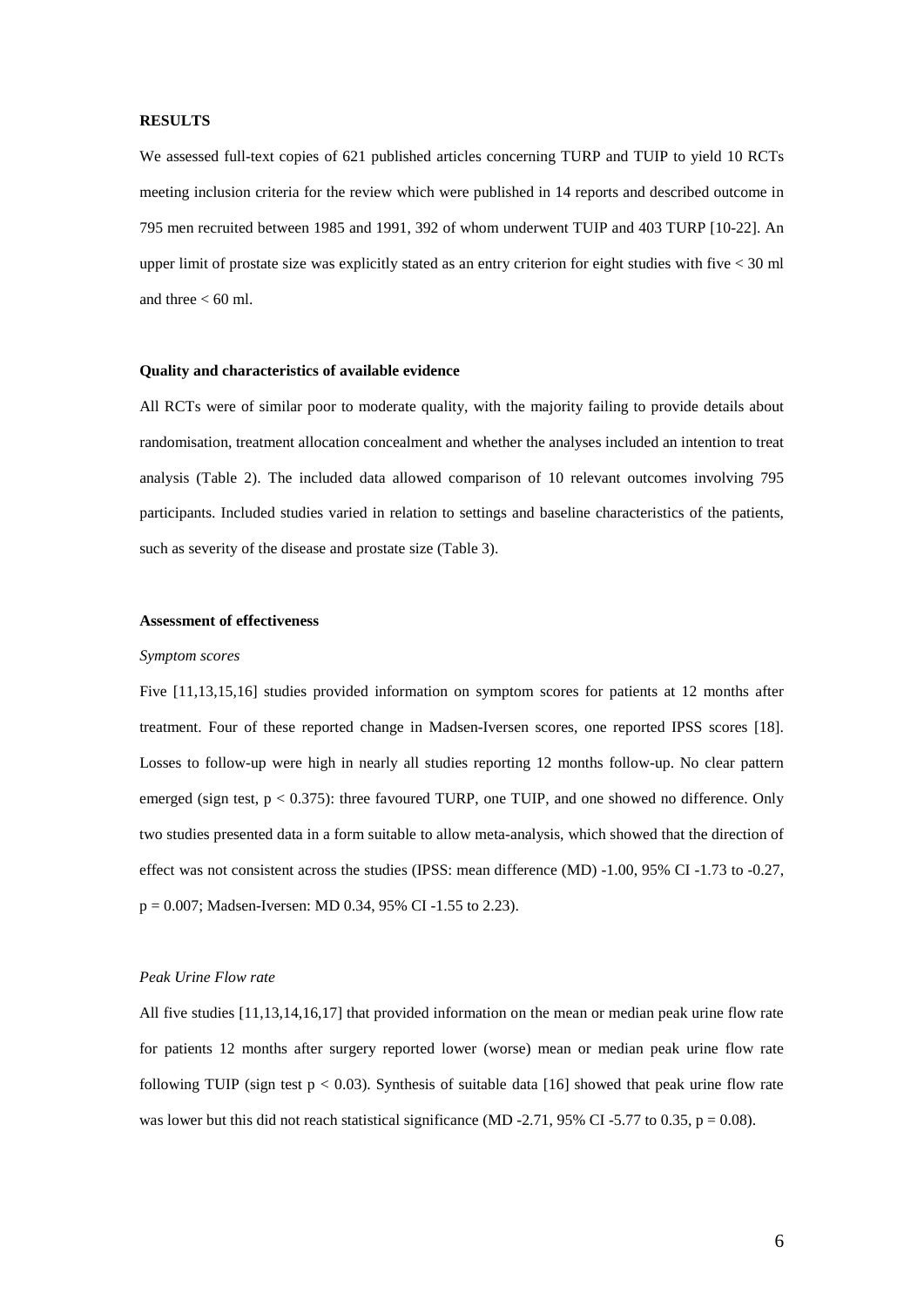## RESULTS

We assessed full-text copies of 621 published articles concerning TURP and TUIP to yield 10 RCTs meeting inclusion criteria for the review which were published in 14 reports and described outcome in 795 men recruited between 1985 and 1991, 392 of whom underwent TUIP and 403 TURP [10-22]. An upper limit of prostate size was explicitly stated as an entry criterion for eight studies with five < 30 ml and three < 60 ml.

### Quality and characteristics of available evidence

All RCTs were of similar poor to moderate quality, with the majority failing to provide details about randomisation, treatment allocation concealment and whether the analyses included an intention to treat analysis (Table 2). The included data allowed comparison of 10 relevant outcomes involving 795 participants. Included studies varied in relation to settings and baseline characteristics of the patients, such as severity of the disease and prostate size (Table 3).

### Assessment of effectiveness

*Symptom scores*

Five [11,13,15,16] studies provided information on symptom scores for patients at 12 months after treatment. Four of these reported change in Madsen-Iversen scores, one reported IPSS scores [18]. Losses to follow-up were high in nearly all studies reporting 12 months follow-up. No clear pattern emerged (sign test, $p < 0.375$): three favoured TURP, one TUIP, and one showed no difference. Only two studies presented data in a form suitable to allow meta-analysis, which showed that the direction of effect was not consistent across the studies (IPSS: mean difference (MD) -1.00, 95% CI -1.73 to -0.27, $p = 0.007$; Madsen-Iversen: MD 0.34, 95% CI -1.55 to 2.23).

*Peak Urine Flow rate*

All five studies [11,13,14,16,17] that provided information on the mean or median peak urine flow rate for patients 12 months after surgery reported lower (worse) mean or median peak urine flow rate following TUIP (sign test $p < 0.03$). Synthesis of suitable data [16] showed that peak urine flow rate was lower but this did not reach statistical significance (MD -2.71, 95% CI -5.77 to 0.35, $p = 0.08$).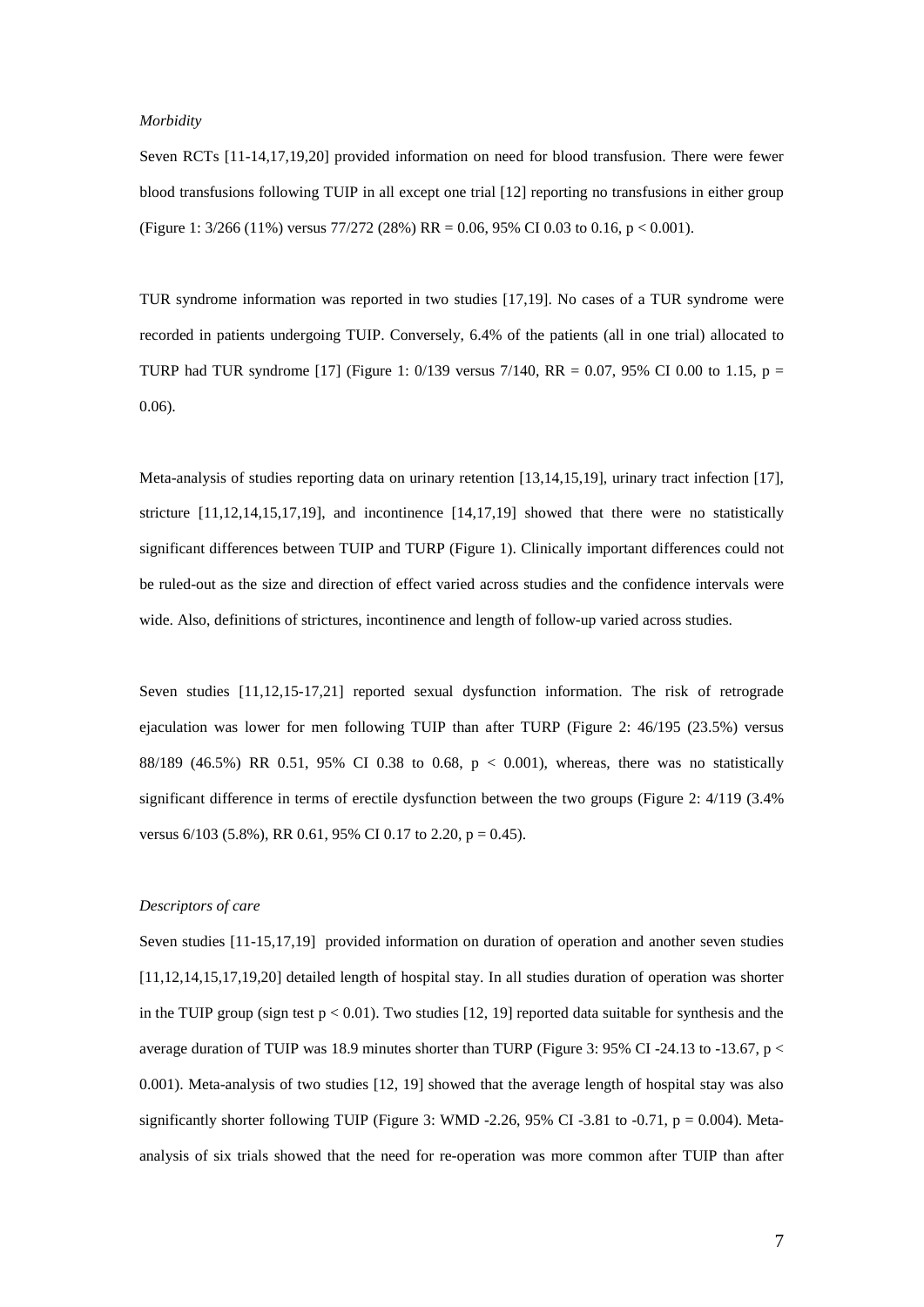*Morbidity*

Seven RCTs [11-14,17,19,20] provided information on need for blood transfusion. There were fewer blood transfusions following TUIP in all except one trial [12] reporting no transfusions in either group (Figure 1: 3/266 (11%) versus 77/272 (28%) RR = 0.06, 95% CI 0.03 to 0.16, $p < 0.001$).

TUR syndrome information was reported in two studies [17,19]. No cases of a TUR syndrome were recorded in patients undergoing TUIP. Conversely, 6.4% of the patients (all in one trial) allocated to TURP had TUR syndrome [17] (Figure 1: 0/139 versus 7/140, RR = 0.07, 95% CI 0.00 to 1.15, $p = 0.06$).

Meta-analysis of studies reporting data on urinary retention [13,14,15,19], urinary tract infection [17], stricture [11,12,14,15,17,19], and incontinence [14,17,19] showed that there were no statistically significant differences between TUIP and TURP (Figure 1). Clinically important differences could not be ruled-out as the size and direction of effect varied across studies and the confidence intervals were wide. Also, definitions of strictures, incontinence and length of follow-up varied across studies.

Seven studies [11,12,15-17,21] reported sexual dysfunction information. The risk of retrograde ejaculation was lower for men following TUIP than after TURP (Figure 2: 46/195 (23.5%) versus 88/189 (46.5%) RR 0.51, 95% CI 0.38 to 0.68, $p < 0.001$), whereas, there was no statistically significant difference in terms of erectile dysfunction between the two groups (Figure 2: 4/119 (3.4% versus 6/103 (5.8%), RR 0.61, 95% CI 0.17 to 2.20, $p = 0.45$).

*Descriptors of care*

Seven studies [11-15,17,19] provided information on duration of operation and another seven studies [11,12,14,15,17,19,20] detailed length of hospital stay. In all studies duration of operation was shorter in the TUIP group (sign test $p < 0.01$). Two studies [12, 19] reported data suitable for synthesis and the average duration of TUIP was 18.9 minutes shorter than TURP (Figure 3: 95% CI -24.13 to -13.67, $p < 0.001$). Meta-analysis of two studies [12, 19] showed that the average length of hospital stay was also significantly shorter following TUIP (Figure 3: WMD -2.26, 95% CI -3.81 to -0.71, $p = 0.004$). Meta-analysis of six trials showed that the need for re-operation was more common after TUIP than after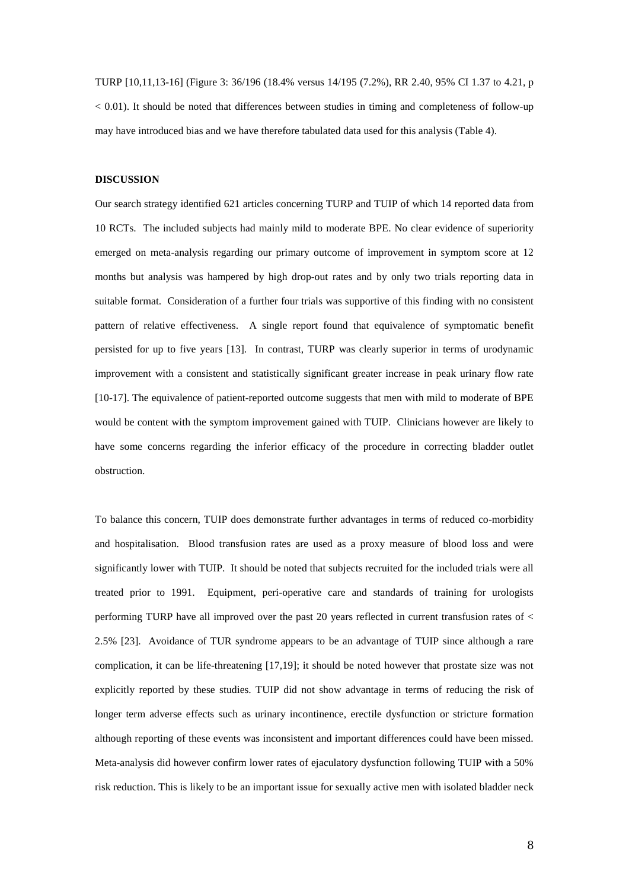TURP [10,11,13-16] (Figure 3: 36/196 (18.4% versus 14/195 (7.2%), RR 2.40, 95% CI 1.37 to 4.21, $p < 0.01$). It should be noted that differences between studies in timing and completeness of follow-up may have introduced bias and we have therefore tabulated data used for this analysis (Table 4).

**DISCUSSION**

Our search strategy identified 621 articles concerning TURP and TUIP of which 14 reported data from 10 RCTs. The included subjects had mainly mild to moderate BPE. No clear evidence of superiority emerged on meta-analysis regarding our primary outcome of improvement in symptom score at 12 months but analysis was hampered by high drop-out rates and by only two trials reporting data in suitable format. Consideration of a further four trials was supportive of this finding with no consistent pattern of relative effectiveness. A single report found that equivalence of symptomatic benefit persisted for up to five years [13]. In contrast, TURP was clearly superior in terms of urodynamic improvement with a consistent and statistically significant greater increase in peak urinary flow rate [10-17]. The equivalence of patient-reported outcome suggests that men with mild to moderate of BPE would be content with the symptom improvement gained with TUIP. Clinicians however are likely to have some concerns regarding the inferior efficacy of the procedure in correcting bladder outlet obstruction.

To balance this concern, TUIP does demonstrate further advantages in terms of reduced co-morbidity and hospitalisation. Blood transfusion rates are used as a proxy measure of blood loss and were significantly lower with TUIP. It should be noted that subjects recruited for the included trials were all treated prior to 1991. Equipment, peri-operative care and standards of training for urologists performing TURP have all improved over the past 20 years reflected in current transfusion rates of < 2.5% [23]. Avoidance of TUR syndrome appears to be an advantage of TUIP since although a rare complication, it can be life-threatening [17,19]; it should be noted however that prostate size was not explicitly reported by these studies. TUIP did not show advantage in terms of reducing the risk of longer term adverse effects such as urinary incontinence, erectile dysfunction or stricture formation although reporting of these events was inconsistent and important differences could have been missed. Meta-analysis did however confirm lower rates of ejaculatory dysfunction following TUIP with a 50% risk reduction. This is likely to be an important issue for sexually active men with isolated bladder neck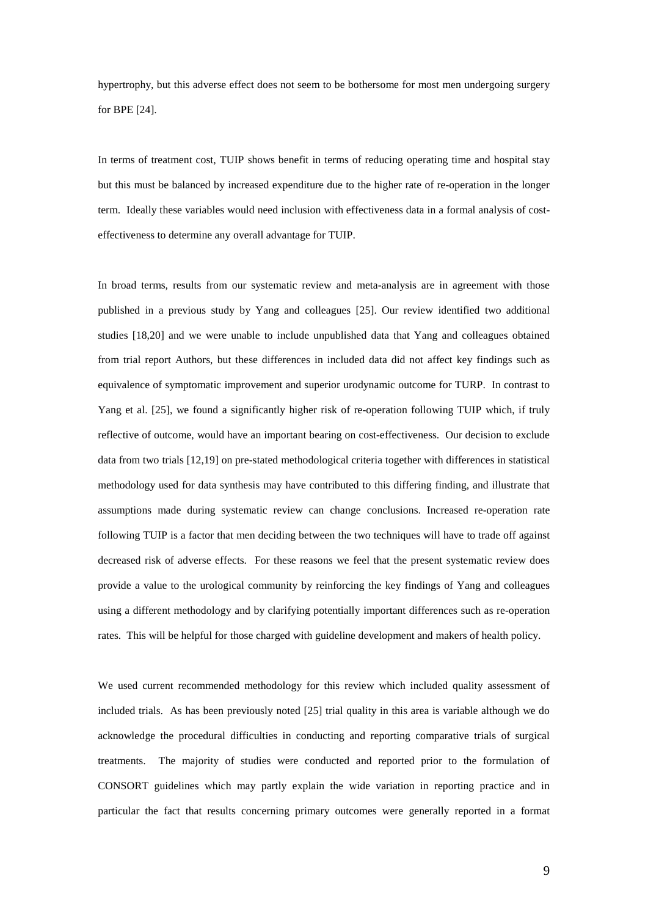hypertrophy, but this adverse effect does not seem to be bothersome for most men undergoing surgery for BPE [24].

In terms of treatment cost, TUIP shows benefit in terms of reducing operating time and hospital stay but this must be balanced by increased expenditure due to the higher rate of re-operation in the longer term. Ideally these variables would need inclusion with effectiveness data in a formal analysis of cost-effectiveness to determine any overall advantage for TUIP.

In broad terms, results from our systematic review and meta-analysis are in agreement with those published in a previous study by Yang and colleagues [25]. Our review identified two additional studies [18,20] and we were unable to include unpublished data that Yang and colleagues obtained from trial report Authors, but these differences in included data did not affect key findings such as equivalence of symptomatic improvement and superior urodynamic outcome for TURP. In contrast to Yang et al. [25], we found a significantly higher risk of re-operation following TUIP which, if truly reflective of outcome, would have an important bearing on cost-effectiveness. Our decision to exclude data from two trials [12,19] on pre-stated methodological criteria together with differences in statistical methodology used for data synthesis may have contributed to this differing finding, and illustrate that assumptions made during systematic review can change conclusions. Increased re-operation rate following TUIP is a factor that men deciding between the two techniques will have to trade off against decreased risk of adverse effects. For these reasons we feel that the present systematic review does provide a value to the urological community by reinforcing the key findings of Yang and colleagues using a different methodology and by clarifying potentially important differences such as re-operation rates. This will be helpful for those charged with guideline development and makers of health policy.

We used current recommended methodology for this review which included quality assessment of included trials. As has been previously noted [25] trial quality in this area is variable although we do acknowledge the procedural difficulties in conducting and reporting comparative trials of surgical treatments. The majority of studies were conducted and reported prior to the formulation of CONSORT guidelines which may partly explain the wide variation in reporting practice and in particular the fact that results concerning primary outcomes were generally reported in a format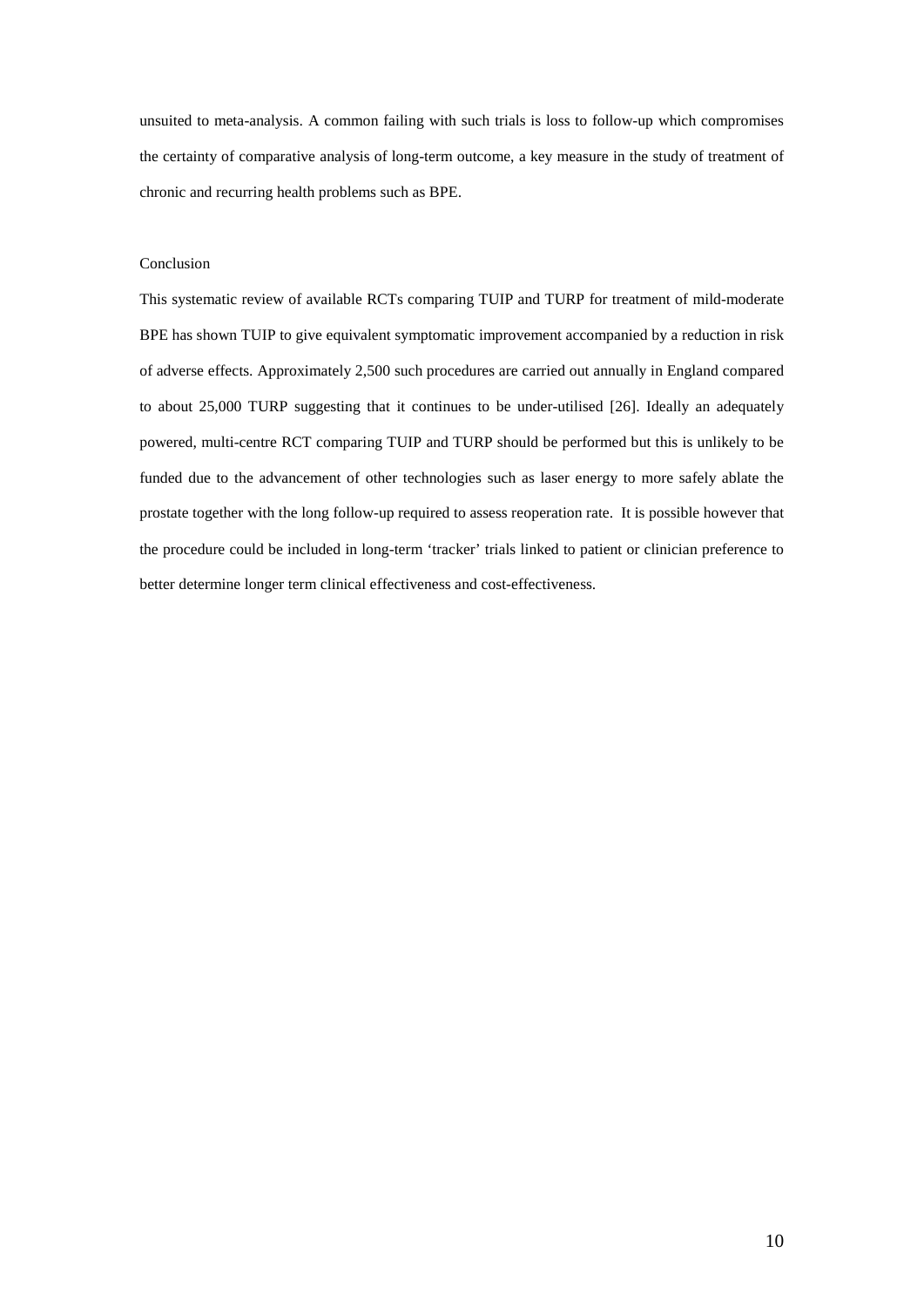unsuited to meta-analysis. A common failing with such trials is loss to follow-up which compromises the certainty of comparative analysis of long-term outcome, a key measure in the study of treatment of chronic and recurring health problems such as BPE.

## Conclusion

This systematic review of available RCTs comparing TUIP and TURP for treatment of mild-moderate BPE has shown TUIP to give equivalent symptomatic improvement accompanied by a reduction in risk of adverse effects. Approximately 2,500 such procedures are carried out annually in England compared to about 25,000 TURP suggesting that it continues to be under-utilised [26]. Ideally an adequately powered, multi-centre RCT comparing TUIP and TURP should be performed but this is unlikely to be funded due to the advancement of other technologies such as laser energy to more safely ablate the prostate together with the long follow-up required to assess reoperation rate. It is possible however that the procedure could be included in long-term 'tracker' trials linked to patient or clinician preference to better determine longer term clinical effectiveness and cost-effectiveness.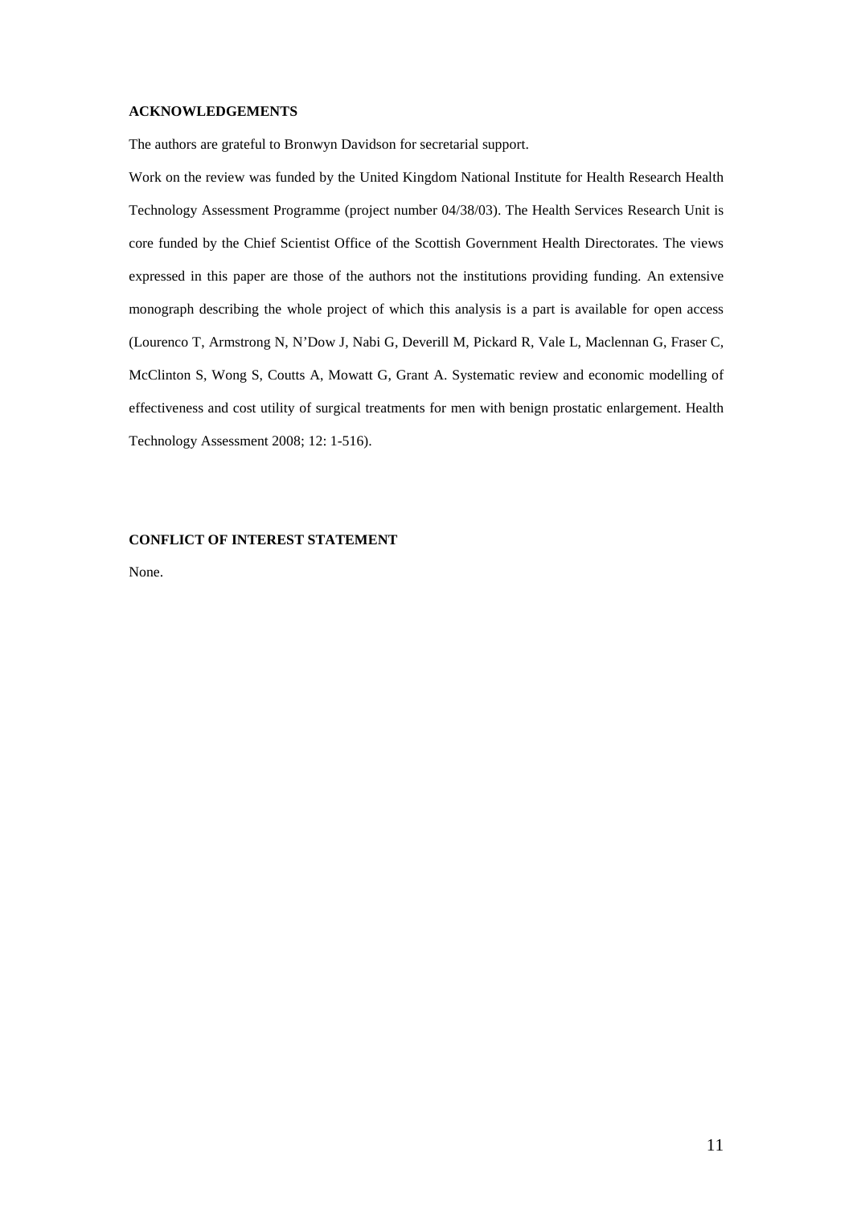## ACKNOWLEDGEMENTS

The authors are grateful to Bronwyn Davidson for secretarial support.

Work on the review was funded by the United Kingdom National Institute for Health Research Health Technology Assessment Programme (project number 04/38/03). The Health Services Research Unit is core funded by the Chief Scientist Office of the Scottish Government Health Directorates. The views expressed in this paper are those of the authors not the institutions providing funding. An extensive monograph describing the whole project of which this analysis is a part is available for open access (Lourenco T, Armstrong N, N'Dow J, Nabi G, Deverill M, Pickard R, Vale L, Maclennan G, Fraser C, McClinton S, Wong S, Coutts A, Mowatt G, Grant A. Systematic review and economic modelling of effectiveness and cost utility of surgical treatments for men with benign prostatic enlargement. Health Technology Assessment 2008; 12: 1-516).

## CONFLICT OF INTEREST STATEMENT

None.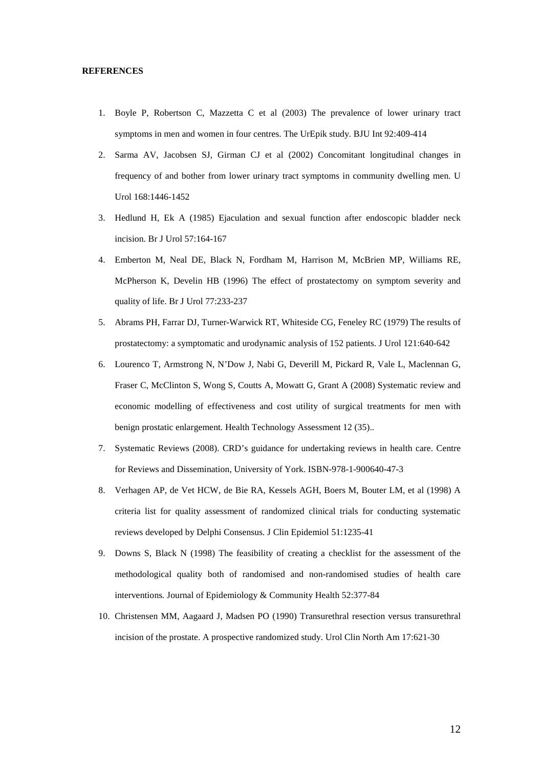**REFERENCES**

1. Boyle P, Robertson C, Mazzetta C et al (2003) The prevalence of lower urinary tract symptoms in men and women in four centres. The UrEpik study. BJU Int 92:409-414
2. Sarma AV, Jacobsen SJ, Girman CJ et al (2002) Concomitant longitudinal changes in frequency of and bother from lower urinary tract symptoms in community dwelling men. U Urol 168:1446-1452
3. Hedlund H, Ek A (1985) Ejaculation and sexual function after endoscopic bladder neck incision. Br J Urol 57:164-167
4. Emberton M, Neal DE, Black N, Fordham M, Harrison M, McBrien MP, Williams RE, McPherson K, Develin HB (1996) The effect of prostatectomy on symptom severity and quality of life. Br J Urol 77:233-237
5. Abrams PH, Farrar DJ, Turner-Warwick RT, Whiteside CG, Feneley RC (1979) The results of prostatectomy: a symptomatic and urodynamic analysis of 152 patients. J Urol 121:640-642
6. Lourenco T, Armstrong N, N'Dow J, Nabi G, Deverill M, Pickard R, Vale L, Maclennan G, Fraser C, McClinton S, Wong S, Coutts A, Mowatt G, Grant A (2008) Systematic review and economic modelling of effectiveness and cost utility of surgical treatments for men with benign prostatic enlargement. Health Technology Assessment 12 (35)..
7. Systematic Reviews (2008). CRD's guidance for undertaking reviews in health care. Centre for Reviews and Dissemination, University of York. ISBN-978-1-900640-47-3
8. Verhagen AP, de Vet HCW, de Bie RA, Kessels AGH, Boers M, Bouter LM, et al (1998) A criteria list for quality assessment of randomized clinical trials for conducting systematic reviews developed by Delphi Consensus. J Clin Epidemiol 51:1235-41
9. Downs S, Black N (1998) The feasibility of creating a checklist for the assessment of the methodological quality both of randomised and non-randomised studies of health care interventions. Journal of Epidemiology & Community Health 52:377-84
10. Christensen MM, Aagaard J, Madsen PO (1990) Transurethral resection versus transurethral incision of the prostate. A prospective randomized study. Urol Clin North Am 17:621-30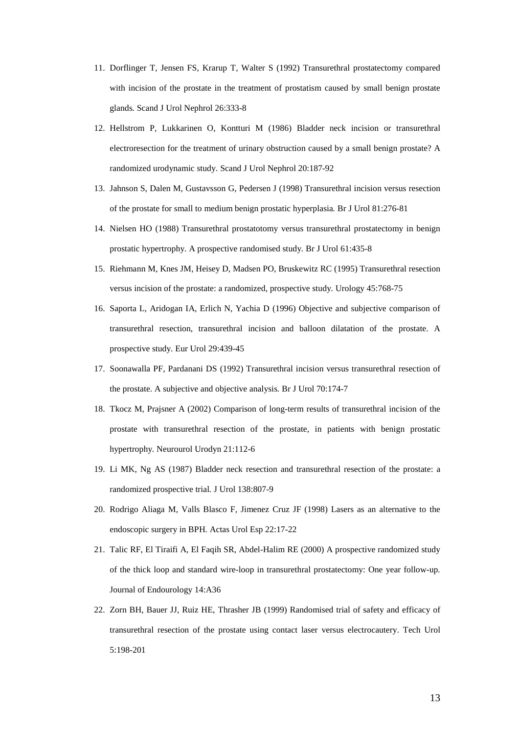11. Dorflinger T, Jensen FS, Krarup T, Walter S (1992) Transurethral prostatectomy compared with incision of the prostate in the treatment of prostatism caused by small benign prostate glands. Scand J Urol Nephrol 26:333-8
12. Hellstrom P, Lukkarinen O, Kontturi M (1986) Bladder neck incision or transurethral electroresection for the treatment of urinary obstruction caused by a small benign prostate? A randomized urodynamic study. Scand J Urol Nephrol 20:187-92
13. Jahnson S, Dalen M, Gustavsson G, Pedersen J (1998) Transurethral incision versus resection of the prostate for small to medium benign prostatic hyperplasia. Br J Urol 81:276-81
14. Nielsen HO (1988) Transurethral prostatotomy versus transurethral prostatectomy in benign prostatic hypertrophy. A prospective randomised study. Br J Urol 61:435-8
15. Riehmann M, Knes JM, Heisey D, Madsen PO, Bruskewitz RC (1995) Transurethral resection versus incision of the prostate: a randomized, prospective study. Urology 45:768-75
16. Saporta L, Aridogan IA, Erlich N, Yachia D (1996) Objective and subjective comparison of transurethral resection, transurethral incision and balloon dilatation of the prostate. A prospective study. Eur Urol 29:439-45
17. Soonawalla PF, Pardanani DS (1992) Transurethral incision versus transurethral resection of the prostate. A subjective and objective analysis. Br J Urol 70:174-7
18. Tkocz M, Prajsner A (2002) Comparison of long-term results of transurethral incision of the prostate with transurethral resection of the prostate, in patients with benign prostatic hypertrophy. Neurourol Urodyn 21:112-6
19. Li MK, Ng AS (1987) Bladder neck resection and transurethral resection of the prostate: a randomized prospective trial. J Urol 138:807-9
20. Rodrigo Aliaga M, Valls Blasco F, Jimenez Cruz JF (1998) Lasers as an alternative to the endoscopic surgery in BPH. Actas Urol Esp 22:17-22
21. Talic RF, El Tiraifi A, El Faqih SR, Abdel-Halim RE (2000) A prospective randomized study of the thick loop and standard wire-loop in transurethral prostatectomy: One year follow-up. Journal of Endourology 14:A36
22. Zorn BH, Bauer JJ, Ruiz HE, Thrasher JB (1999) Randomised trial of safety and efficacy of transurethral resection of the prostate using contact laser versus electrocautery. Tech Urol 5:198-201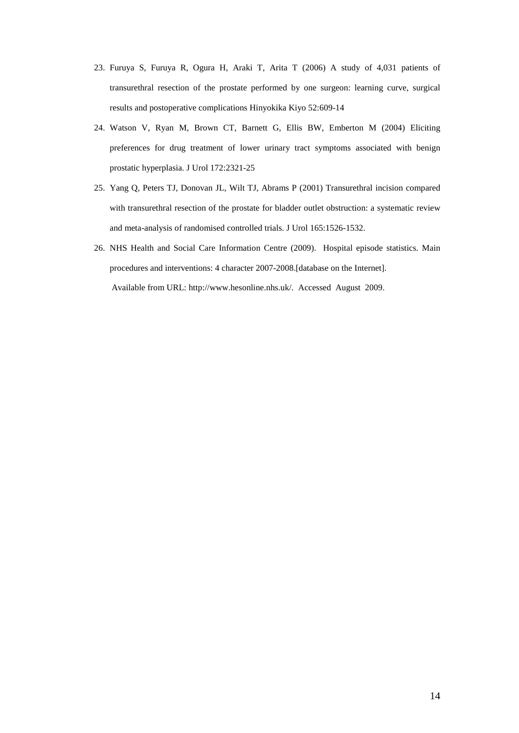23. Furuya S, Furuya R, Ogura H, Araki T, Arita T (2006) A study of 4,031 patients of transurethral resection of the prostate performed by one surgeon: learning curve, surgical results and postoperative complications Hinyokika Kiyo 52:609-14

24. Watson V, Ryan M, Brown CT, Barnett G, Ellis BW, Emberton M (2004) Eliciting preferences for drug treatment of lower urinary tract symptoms associated with benign prostatic hyperplasia. J Urol 172:2321-25

25. Yang Q, Peters TJ, Donovan JL, Wilt TJ, Abrams P (2001) Transurethral incision compared with transurethral resection of the prostate for bladder outlet obstruction: a systematic review and meta-analysis of randomised controlled trials. J Urol 165:1526-1532.

26. NHS Health and Social Care Information Centre (2009). Hospital episode statistics. Main procedures and interventions: 4 character 2007-2008.[database on the Internet]. Available from URL: http://www.hesonline.nhs.uk/. Accessed August 2009.